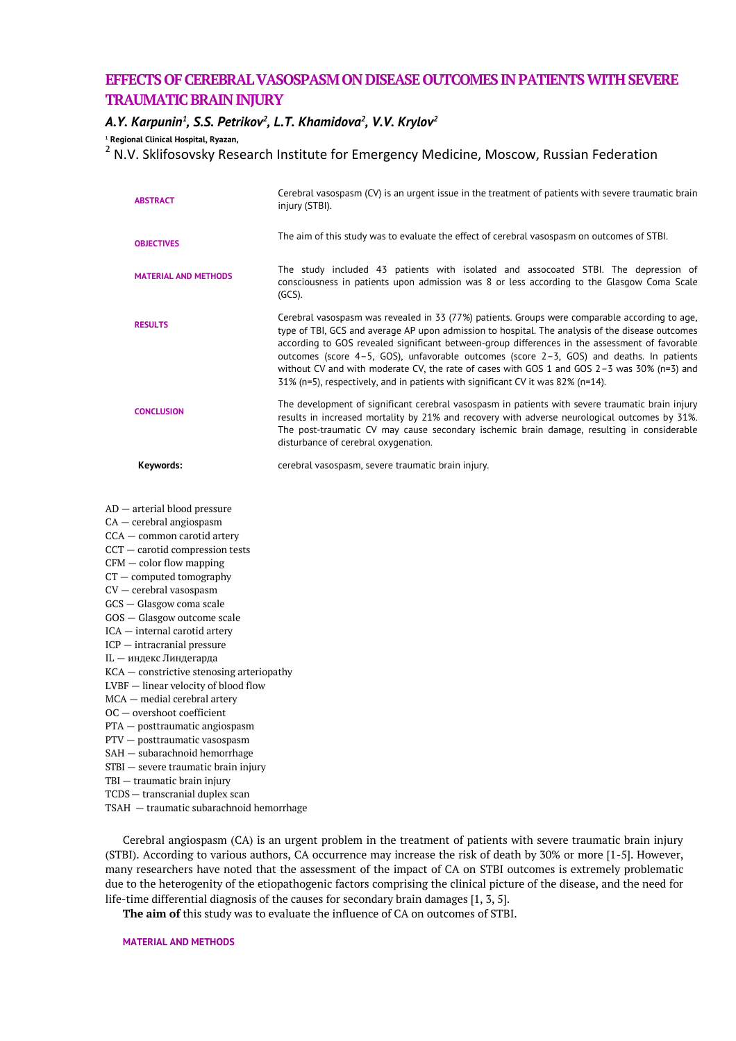# EFFECTS OF CEREBRAL VASOSPASM ON DISEASE OUTCOMES IN PATIENTS WITH SEVERE TRAUMATIC BRAIN INJURY

***A.Y. Karpunin[1], S.S. Petrikov[2], L.T. Khamidova[2], V.V. Krylov[2]***

[1] **Regional Clinical Hospital, Ryazan,**

[2] N.V. Sklifosovsky Research Institute for Emergency Medicine, Moscow, Russian Federation

| | |
|---|---|
| **ABSTRACT** | Cerebral vasospasm (CV) is an urgent issue in the treatment of patients with severe traumatic brain injury (STBI). |
| **OBJECTIVES** | The aim of this study was to evaluate the effect of cerebral vasospasm on outcomes of STBI. |
| **MATERIAL AND METHODS** | The study included 43 patients with isolated and assocoated STBI. The depression of consciousness in patients upon admission was 8 or less according to the Glasgow Coma Scale (GCS). |
| **RESULTS** | Cerebral vasospasm was revealed in 33 (77%) patients. Groups were comparable according to age, type of TBI, GCS and average AP upon admission to hospital. The analysis of the disease outcomes according to GOS revealed significant between-group differences in the assessment of favorable outcomes (score 4–5, GOS), unfavorable outcomes (score 2–3, GOS) and deaths. In patients without CV and with moderate CV, the rate of cases with GOS 1 and GOS 2–3 was 30% (n=3) and 31% (n=5), respectively, and in patients with significant CV it was 82% (n=14). |
| **CONCLUSION** | The development of significant cerebral vasospasm in patients with severe traumatic brain injury results in increased mortality by 21% and recovery with adverse neurological outcomes by 31%. The post-traumatic CV may cause secondary ischemic brain damage, resulting in considerable disturbance of cerebral oxygenation. |
| **Keywords:** | cerebral vasospasm, severe traumatic brain injury. |

AD — arterial blood pressure
CA — cerebral angiospasm
CCA — common carotid artery
CCT — carotid compression tests
CFM — color flow mapping
CT — computed tomography
CV — cerebral vasospasm
GCS — Glasgow coma scale
GOS — Glasgow outcome scale
ICA — internal carotid artery
ICP — intracranial pressure
IL — индекс Линдегарда
KCA — constrictive stenosing arteriopathy
LVBF — linear velocity of blood flow
MCA — medial cerebral artery
OC — overshoot coefficient
PTA — posttraumatic angiospasm
PTV — posttraumatic vasospasm
SAH — subarachnoid hemorrhage
STBI — severe traumatic brain injury
TBI — traumatic brain injury
TCDS — transcranial duplex scan
TSAH — traumatic subarachnoid hemorrhage

Cerebral angiospasm (CA) is an urgent problem in the treatment of patients with severe traumatic brain injury (STBI). According to various authors, CA occurrence may increase the risk of death by 30% or more [1-5]. However, many researchers have noted that the assessment of the impact of CA on STBI outcomes is extremely problematic due to the heterogenity of the etiopathogenic factors comprising the clinical picture of the disease, and the need for life-time differential diagnosis of the causes for secondary brain damages [1, 3, 5].

**The aim of** this study was to evaluate the influence of CA on outcomes of STBI.

## MATERIAL AND METHODS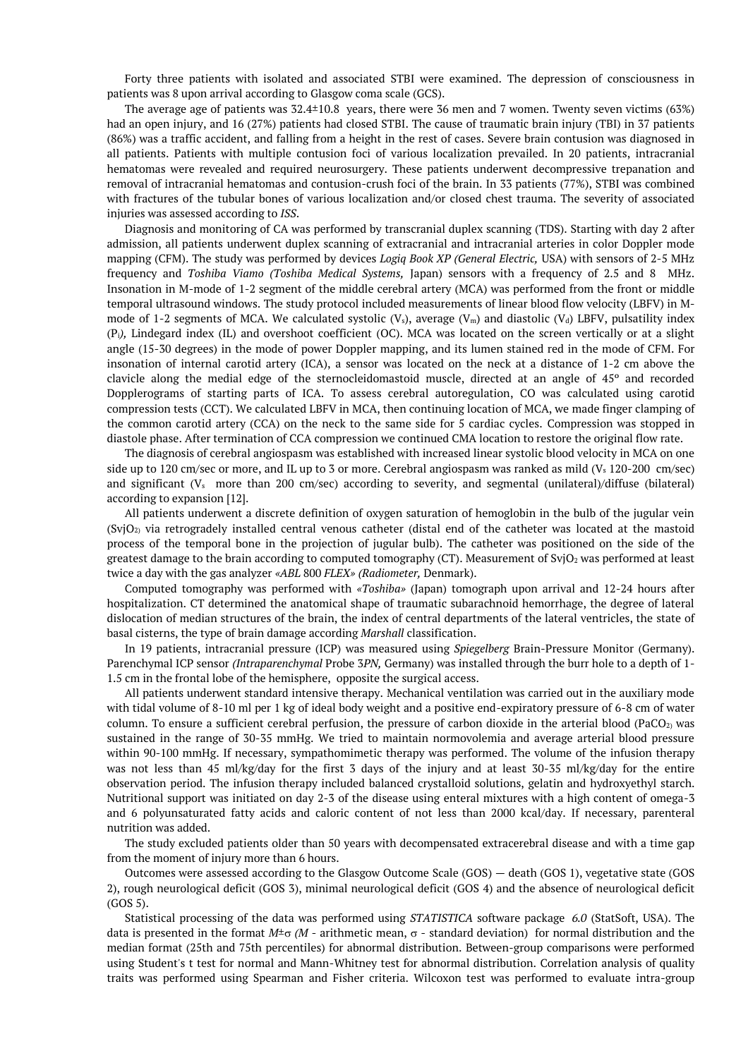Forty three patients with isolated and associated STBI were examined. The depression of consciousness in patients was 8 upon arrival according to Glasgow coma scale (GCS).

The average age of patients was 32.4±10.8 years, there were 36 men and 7 women. Twenty seven victims (63%) had an open injury, and 16 (27%) patients had closed STBI. The cause of traumatic brain injury (TBI) in 37 patients (86%) was a traffic accident, and falling from a height in the rest of cases. Severe brain contusion was diagnosed in all patients. Patients with multiple contusion foci of various localization prevailed. In 20 patients, intracranial hematomas were revealed and required neurosurgery. These patients underwent decompressive trepanation and removal of intracranial hematomas and contusion-crush foci of the brain. In 33 patients (77%), STBI was combined with fractures of the tubular bones of various localization and/or closed chest trauma. The severity of associated injuries was assessed according to *ISS*.

Diagnosis and monitoring of CA was performed by transcranial duplex scanning (TDS). Starting with day 2 after admission, all patients underwent duplex scanning of extracranial and intracranial arteries in color Doppler mode mapping (CFM). The study was performed by devices *Logiq Book XP (General Electric,* USA) with sensors of 2-5 MHz frequency and *Toshiba Viamo (Toshiba Medical Systems,* Japan) sensors with a frequency of 2.5 and 8 MHz. Insonation in M-mode of 1-2 segment of the middle cerebral artery (MCA) was performed from the front or middle temporal ultrasound windows. The study protocol included measurements of linear blood flow velocity (LBFV) in M-mode of 1-2 segments of MCA. We calculated systolic ($V_s$), average ($V_m$) and diastolic ($V_d$) LBFV, pulsatility index ($P_i$), Lindegard index (IL) and overshoot coefficient (OC). MCA was located on the screen vertically or at a slight angle (15-30 degrees) in the mode of power Doppler mapping, and its lumen stained red in the mode of CFM. For insonation of internal carotid artery (ICA), a sensor was located on the neck at a distance of 1-2 cm above the clavicle along the medial edge of the sternocleidomastoid muscle, directed at an angle of 45° and recorded Dopplerograms of starting parts of ICA. To assess cerebral autoregulation, CO was calculated using carotid compression tests (CCT). We calculated LBFV in MCA, then continuing location of MCA, we made finger clamping of the common carotid artery (CCA) on the neck to the same side for 5 cardiac cycles. Compression was stopped in diastole phase. After termination of CCA compression we continued CMA location to restore the original flow rate.

The diagnosis of cerebral angiospasm was established with increased linear systolic blood velocity in MCA on one side up to 120 cm/sec or more, and IL up to 3 or more. Cerebral angiospasm was ranked as mild ($V_s$ 120-200 cm/sec) and significant ($V_s$ more than 200 cm/sec) according to severity, and segmental (unilateral)/diffuse (bilateral) according to expansion [12].

All patients underwent a discrete definition of oxygen saturation of hemoglobin in the bulb of the jugular vein ($SvjO_2$) via retrogradely installed central venous catheter (distal end of the catheter was located at the mastoid process of the temporal bone in the projection of jugular bulb). The catheter was positioned on the side of the greatest damage to the brain according to computed tomography (CT). Measurement of $SvjO_2$ was performed at least twice a day with the gas analyzer *«ABL* 800 *FLEX» (Radiometer,* Denmark).

Computed tomography was performed with *«Toshiba»* (Japan) tomograph upon arrival and 12-24 hours after hospitalization. CT determined the anatomical shape of traumatic subarachnoid hemorrhage, the degree of lateral dislocation of median structures of the brain, the index of central departments of the lateral ventricles, the state of basal cisterns, the type of brain damage according *Marshall* classification.

In 19 patients, intracranial pressure (ICP) was measured using *Spiegelberg* Brain-Pressure Monitor (Germany). Parenchymal ICP sensor *(Intraparenchymal* Probe 3*PN,* Germany) was installed through the burr hole to a depth of 1-1.5 cm in the frontal lobe of the hemisphere, opposite the surgical access.

All patients underwent standard intensive therapy. Mechanical ventilation was carried out in the auxiliary mode with tidal volume of 8-10 ml per 1 kg of ideal body weight and a positive end-expiratory pressure of 6-8 cm of water column. To ensure a sufficient cerebral perfusion, the pressure of carbon dioxide in the arterial blood ($PaCO_2$) was sustained in the range of 30-35 mmHg. We tried to maintain normovolemia and average arterial blood pressure within 90-100 mmHg. If necessary, sympathomimetic therapy was performed. The volume of the infusion therapy was not less than 45 ml/kg/day for the first 3 days of the injury and at least 30-35 ml/kg/day for the entire observation period. The infusion therapy included balanced crystalloid solutions, gelatin and hydroxyethyl starch. Nutritional support was initiated on day 2-3 of the disease using enteral mixtures with a high content of omega-3 and 6 polyunsaturated fatty acids and caloric content of not less than 2000 kcal/day. If necessary, parenteral nutrition was added.

The study excluded patients older than 50 years with decompensated extracerebral disease and with a time gap from the moment of injury more than 6 hours.

Outcomes were assessed according to the Glasgow Outcome Scale (GOS) — death (GOS 1), vegetative state (GOS 2), rough neurological deficit (GOS 3), minimal neurological deficit (GOS 4) and the absence of neurological deficit (GOS 5).

Statistical processing of the data was performed using *STATISTICA* software package *6.0* (StatSoft, USA). The data is presented in the format $M \pm \sigma$ *(M* - arithmetic mean, σ - standard deviation) for normal distribution and the median format (25th and 75th percentiles) for abnormal distribution. Between-group comparisons were performed using Student's t test for normal and Mann-Whitney test for abnormal distribution. Correlation analysis of quality traits was performed using Spearman and Fisher criteria. Wilcoxon test was performed to evaluate intra-group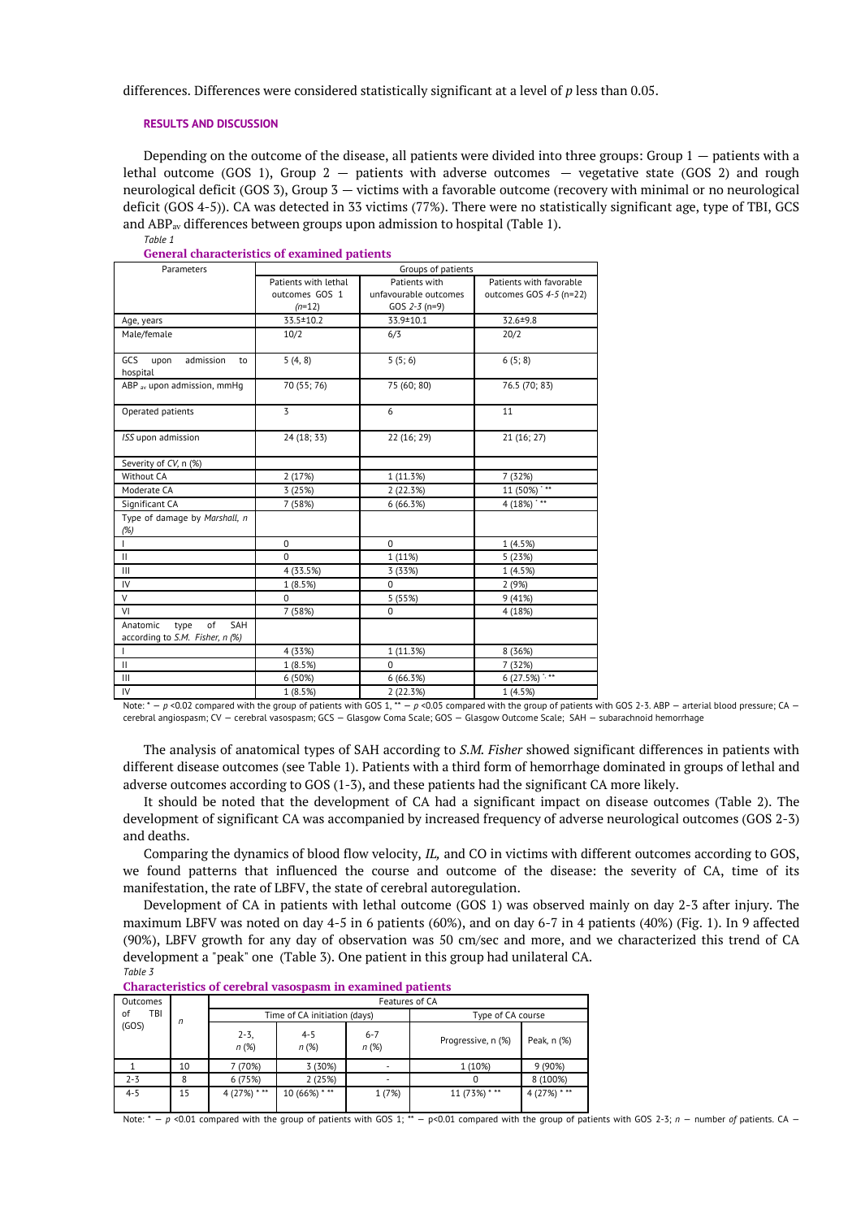differences. Differences were considered statistically significant at a level of $p$ less than 0.05.

## RESULTS AND DISCUSSION

Depending on the outcome of the disease, all patients were divided into three groups: Group 1 — patients with a lethal outcome (GOS 1), Group 2 — patients with adverse outcomes — vegetative state (GOS 2) and rough neurological deficit (GOS 3), Group 3 — victims with a favorable outcome (recovery with minimal or no neurological deficit (GOS 4-5)). CA was detected in 33 victims (77%). There were no statistically significant age, type of TBI, GCS and $ABP_{av}$ differences between groups upon admission to hospital (Table 1).

*Table 1*

**General characteristics of examined patients**

| Parameters | Groups of patients | | |
|---|---|---|---|
| | Patients with lethal outcomes GOS 1 (*n*=12) | Patients with unfavourable outcomes GOS *2-3* (n=9) | Patients with favorable outcomes GOS *4-5* (n=22) |
| Age, years | 33.5±10.2 | 33.9±10.1 | 32.6±9.8 |
| Male/female | 10/2 | 6/3 | 20/2 |
| GCS upon admission to hospital | 5 (4, 8) | 5 (5; 6) | 6 (5; 8) |
| $ABP_{av}$ upon admission, mmHg | 70 (55; 76) | 75 (60; 80) | 76.5 (70; 83) |
| Operated patients | 3 | 6 | 11 |
| *ISS* upon admission | 24 (18; 33) | 22 (16; 29) | 21 (16; 27) |
| Severity of *CV*, n (%) | | | |
| Without CA | 2 (17%) | 1 (11.3%) | 7 (32%) |
| Moderate CA | 3 (25%) | 2 (22.3%) | 11 (50%) *, ** |
| Significant CA | 7 (58%) | 6 (66.3%) | 4 (18%) *, ** |
| Type of damage by *Marshall, n (%)* | | | |
| I | 0 | 0 | 1 (4.5%) |
| II | 0 | 1 (11%) | 5 (23%) |
| III | 4 (33.5%) | 3 (33%) | 1 (4.5%) |
| IV | 1 (8.5%) | 0 | 2 (9%) |
| V | 0 | 5 (55%) | 9 (41%) |
| VI | 7 (58%) | 0 | 4 (18%) |
| Anatomic type of SAH according to *S.M. Fisher, n (%)* | | | |
| I | 4 (33%) | 1 (11.3%) | 8 (36%) |
| II | 1 (8.5%) | 0 | 7 (32%) |
| III | 6 (50%) | 6 (66.3%) | 6 (27.5%) *, ** |
| IV | 1 (8.5%) | 2 (22.3%) | 1 (4.5%) |

Note: * — $p$ <0.02 compared with the group of patients with GOS 1, ** — $p$ <0.05 compared with the group of patients with GOS 2-3. ABP – arterial blood pressure; CA – cerebral angiospasm; CV – cerebral vasospasm; GCS – Glasgow Coma Scale; GOS – Glasgow Outcome Scale; SAH – subarachnoid hemorrhage

The analysis of anatomical types of SAH according to *S.M. Fisher* showed significant differences in patients with different disease outcomes (see Table 1). Patients with a third form of hemorrhage dominated in groups of lethal and adverse outcomes according to GOS (1-3), and these patients had the significant CA more likely.

It should be noted that the development of CA had a significant impact on disease outcomes (Table 2). The development of significant CA was accompanied by increased frequency of adverse neurological outcomes (GOS 2-3) and deaths.

Comparing the dynamics of blood flow velocity, *IL,* and CO in victims with different outcomes according to GOS, we found patterns that influenced the course and outcome of the disease: the severity of CA, time of its manifestation, the rate of LBFV, the state of cerebral autoregulation.

Development of CA in patients with lethal outcome (GOS 1) was observed mainly on day 2-3 after injury. The maximum LBFV was noted on day 4-5 in 6 patients (60%), and on day 6-7 in 4 patients (40%) (Fig. 1). In 9 affected (90%), LBFV growth for any day of observation was 50 cm/sec and more, and we characterized this trend of CA development a "peak" one (Table 3). One patient in this group had unilateral CA.

*Table 3*

**Characteristics of cerebral vasospasm in examined patients**

| Outcomes of TBI (GOS) | *n* | Features of CA | | | | |
|---|---|---|---|---|---|---|
| | | Time of CA initiation (days) | | | Type of CA course | |
| | | 2-3, *n* (%) | 4-5 *n* (%) | 6-7 *n* (%) | Progressive, n (%) | Peak, n (%) |
| 1 | 10 | 7 (70%) | 3 (30%) | - | 1 (10%) | 9 (90%) |
| 2-3 | 8 | 6 (75%) | 2 (25%) | - | 0 | 8 (100%) |
| 4-5 | 15 | 4 (27%) * ** | 10 (66%) * ** | 1 (7%) | 11 (73%) * ** | 4 (27%) * ** |

Note: * — $p$ <0.01 compared with the group of patients with GOS 1; ** — p<0.01 compared with the group of patients with GOS 2-3; $n$ — number *of* patients. CA –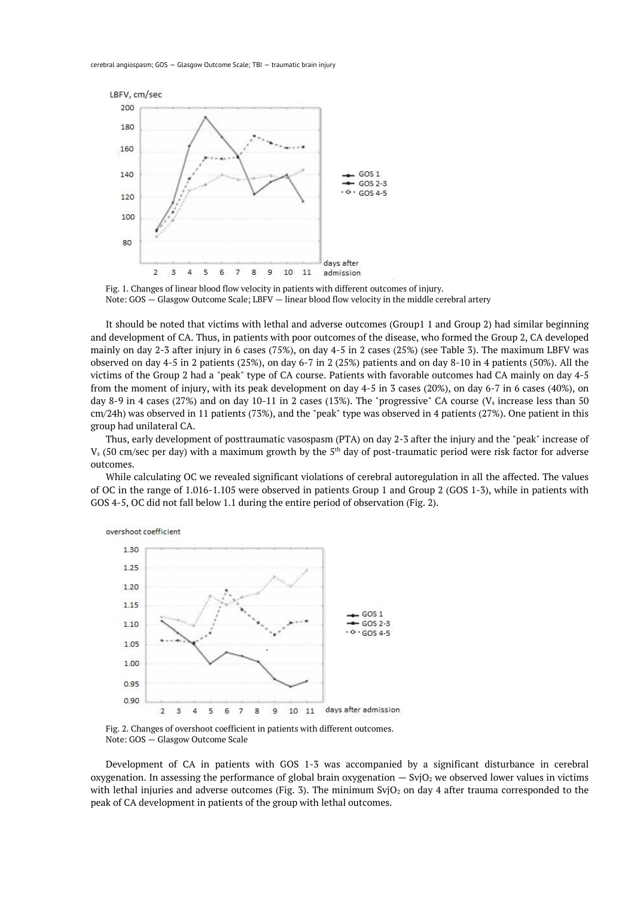cerebral angiospasm; GOS — Glasgow Outcome Scale; TBI — traumatic brain injury

Fig. 1. Changes of linear blood flow velocity in patients with different outcomes of injury.
Note: GOS — Glasgow Outcome Scale; LBFV — linear blood flow velocity in the middle cerebral artery

It should be noted that victims with lethal and adverse outcomes (Group1 1 and Group 2) had similar beginning and development of CA. Thus, in patients with poor outcomes of the disease, who formed the Group 2, CA developed mainly on day 2-3 after injury in 6 cases (75%), on day 4-5 in 2 cases (25%) (see Table 3). The maximum LBFV was observed on day 4-5 in 2 patients (25%), on day 6-7 in 2 (25%) patients and on day 8-10 in 4 patients (50%). All the victims of the Group 2 had a "peak" type of CA course. Patients with favorable outcomes had CA mainly on day 4-5 from the moment of injury, with its peak development on day 4-5 in 3 cases (20%), on day 6-7 in 6 cases (40%), on day 8-9 in 4 cases (27%) and on day 10-11 in 2 cases (13%). The "progressive" CA course ($V_s$ increase less than 50 cm/24h) was observed in 11 patients (73%), and the "peak" type was observed in 4 patients (27%). One patient in this group had unilateral CA.

Thus, early development of posttraumatic vasospasm (PTA) on day 2-3 after the injury and the "peak" increase of $V_s$ (50 cm/sec per day) with a maximum growth by the 5th day of post-traumatic period were risk factor for adverse outcomes.

While calculating OC we revealed significant violations of cerebral autoregulation in all the affected. The values of OC in the range of 1.016-1.105 were observed in patients Group 1 and Group 2 (GOS 1-3), while in patients with GOS 4-5, OC did not fall below 1.1 during the entire period of observation (Fig. 2).

Fig. 2. Changes of overshoot coefficient in patients with different outcomes.
Note: GOS — Glasgow Outcome Scale

Development of CA in patients with GOS 1-3 was accompanied by a significant disturbance in cerebral oxygenation. In assessing the performance of global brain oxygenation — $SvjO_2$ we observed lower values in victims with lethal injuries and adverse outcomes (Fig. 3). The minimum $SvjO_2$ on day 4 after trauma corresponded to the peak of CA development in patients of the group with lethal outcomes.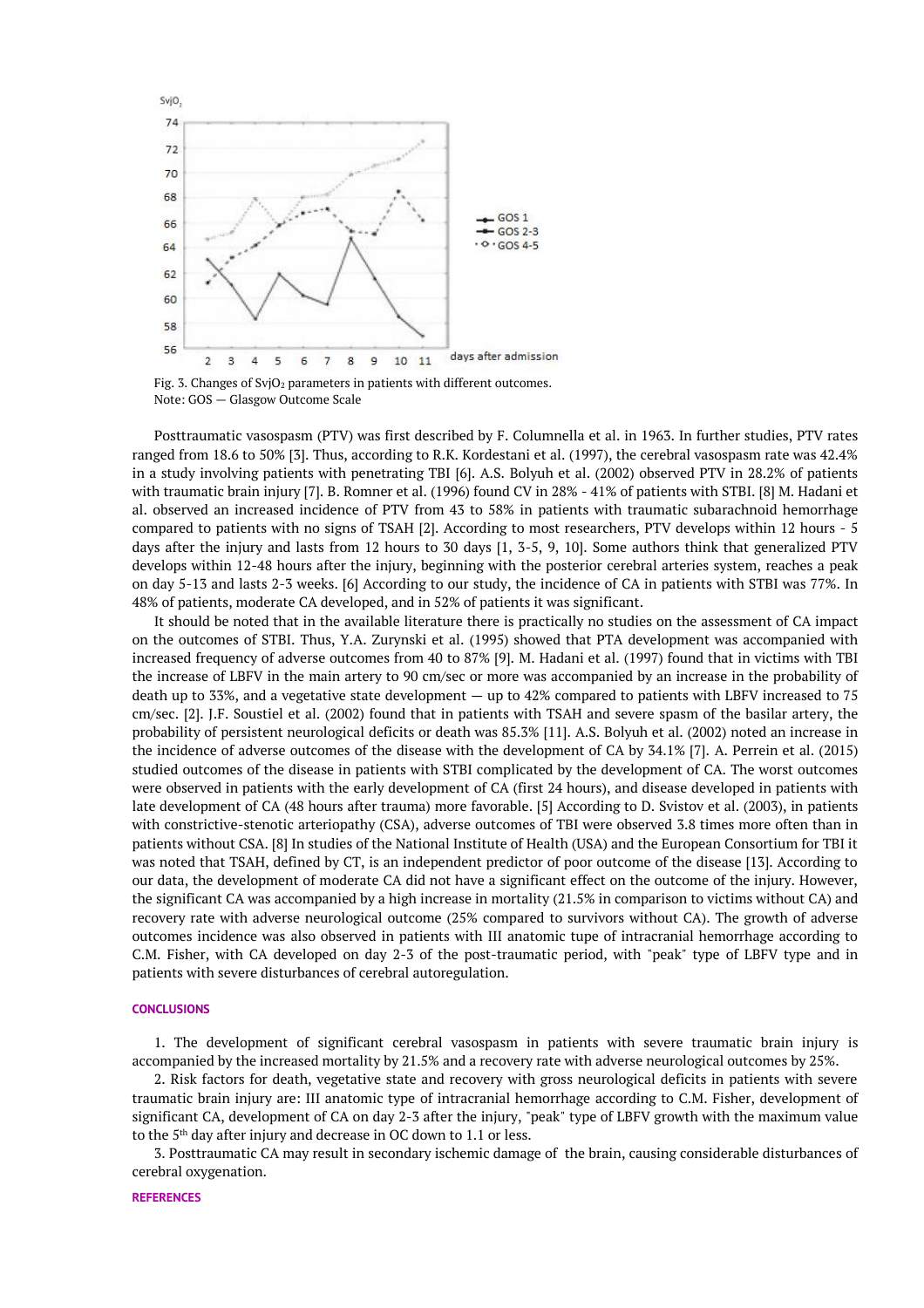Fig. 3. Changes of $SvjO_2$ parameters in patients with different outcomes.
Note: GOS — Glasgow Outcome Scale

Posttraumatic vasospasm (PTV) was first described by F. Columnella et al. in 1963. In further studies, PTV rates ranged from 18.6 to 50% [3]. Thus, according to R.K. Kordestani et al. (1997), the cerebral vasospasm rate was 42.4% in a study involving patients with penetrating TBI [6]. A.S. Bolyuh et al. (2002) observed PTV in 28.2% of patients with traumatic brain injury [7]. B. Romner et al. (1996) found CV in 28% - 41% of patients with STBI. [8] M. Hadani et al. observed an increased incidence of PTV from 43 to 58% in patients with traumatic subarachnoid hemorrhage compared to patients with no signs of TSAH [2]. According to most researchers, PTV develops within 12 hours - 5 days after the injury and lasts from 12 hours to 30 days [1, 3-5, 9, 10]. Some authors think that generalized PTV develops within 12-48 hours after the injury, beginning with the posterior cerebral arteries system, reaches a peak on day 5-13 and lasts 2-3 weeks. [6] According to our study, the incidence of CA in patients with STBI was 77%. In 48% of patients, moderate CA developed, and in 52% of patients it was significant.

It should be noted that in the available literature there is practically no studies on the assessment of CA impact on the outcomes of STBI. Thus, Y.A. Zurynski et al. (1995) showed that PTA development was accompanied with increased frequency of adverse outcomes from 40 to 87% [9]. M. Hadani et al. (1997) found that in victims with TBI the increase of LBFV in the main artery to 90 cm/sec or more was accompanied by an increase in the probability of death up to 33%, and a vegetative state development — up to 42% compared to patients with LBFV increased to 75 cm/sec. [2]. J.F. Soustiel et al. (2002) found that in patients with TSAH and severe spasm of the basilar artery, the probability of persistent neurological deficits or death was 85.3% [11]. A.S. Bolyuh et al. (2002) noted an increase in the incidence of adverse outcomes of the disease with the development of CA by 34.1% [7]. A. Perrein et al. (2015) studied outcomes of the disease in patients with STBI complicated by the development of CA. The worst outcomes were observed in patients with the early development of CA (first 24 hours), and disease developed in patients with late development of CA (48 hours after trauma) more favorable. [5] According to D. Svistov et al. (2003), in patients with constrictive-stenotic arteriopathy (CSA), adverse outcomes of TBI were observed 3.8 times more often than in patients without CSA. [8] In studies of the National Institute of Health (USA) and the European Consortium for TBI it was noted that TSAH, defined by CT, is an independent predictor of poor outcome of the disease [13]. According to our data, the development of moderate CA did not have a significant effect on the outcome of the injury. However, the significant CA was accompanied by a high increase in mortality (21.5% in comparison to victims without CA) and recovery rate with adverse neurological outcome (25% compared to survivors without CA). The growth of adverse outcomes incidence was also observed in patients with III anatomic tupe of intracranial hemorrhage according to C.M. Fisher, with CA developed on day 2-3 of the post-traumatic period, with "peak" type of LBFV type and in patients with severe disturbances of cerebral autoregulation.

## CONCLUSIONS

1. The development of significant cerebral vasospasm in patients with severe traumatic brain injury is accompanied by the increased mortality by 21.5% and a recovery rate with adverse neurological outcomes by 25%.

2. Risk factors for death, vegetative state and recovery with gross neurological deficits in patients with severe traumatic brain injury are: III anatomic type of intracranial hemorrhage according to C.M. Fisher, development of significant CA, development of CA on day 2-3 after the injury, "peak" type of LBFV growth with the maximum value to the 5th day after injury and decrease in OC down to 1.1 or less.

3. Posttraumatic CA may result in secondary ischemic damage of the brain, causing considerable disturbances of cerebral oxygenation.

## REFERENCES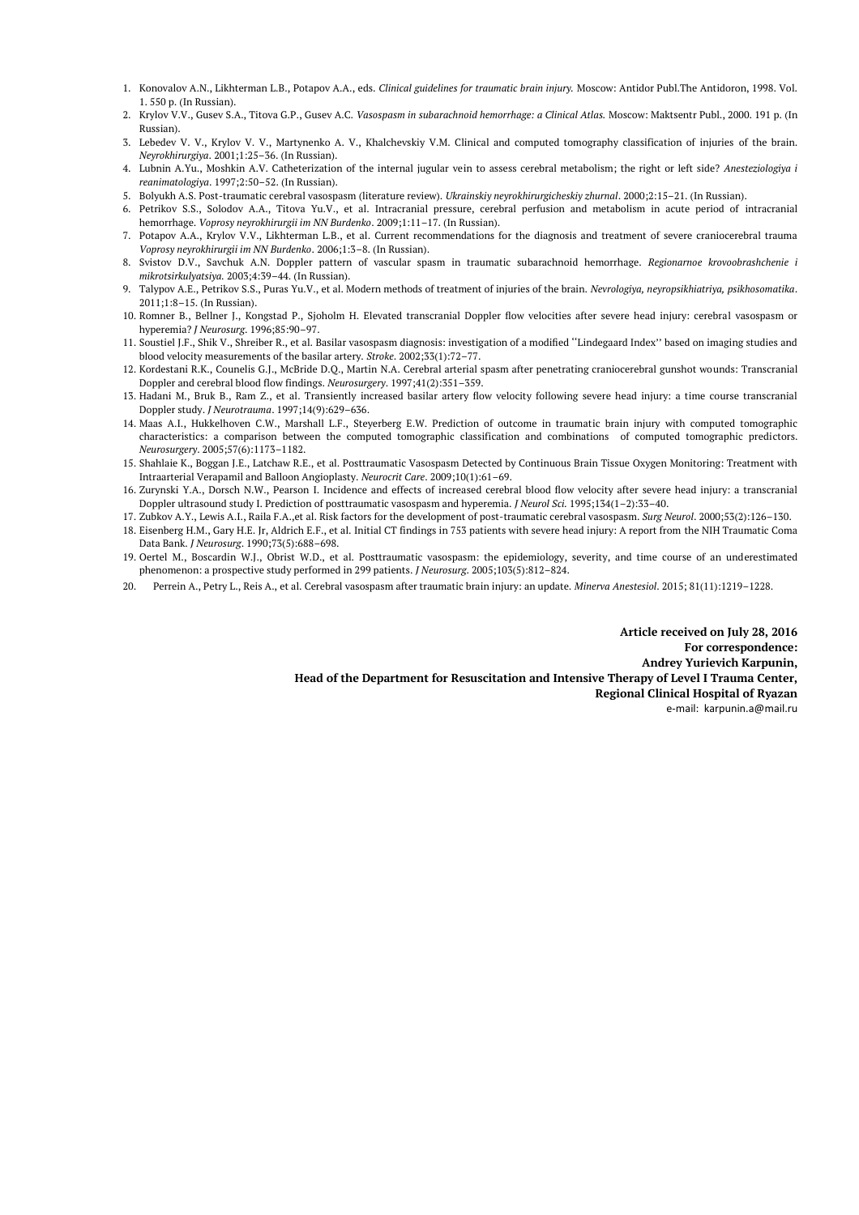1. Konovalov A.N., Likhterman L.B., Potapov A.A., eds. *Clinical guidelines for traumatic brain injury.* Moscow: Antidor Publ.The Antidoron, 1998. Vol. 1. 550 p. (In Russian).
2. Krylov V.V., Gusev S.A., Titova G.P., Gusev A.C. *Vasospasm in subarachnoid hemorrhage: a Clinical Atlas.* Moscow: Maktsentr Publ., 2000. 191 p. (In Russian).
3. Lebedev V. V., Krylov V. V., Martynenko A. V., Khalchevskiy V.M. Clinical and computed tomography classification of injuries of the brain. *Neyrokhirurgiya*. 2001;1:25–36. (In Russian).
4. Lubnin A.Yu., Moshkin A.V. Catheterization of the internal jugular vein to assess cerebral metabolism; the right or left side? *Anesteziologiya i reanimatologiya*. 1997;2:50–52. (In Russian).
5. Bolyukh A.S. Post-traumatic cerebral vasospasm (literature review). *Ukrainskiy neyrokhirurgicheskiy zhurnal*. 2000;2:15–21. (In Russian).
6. Petrikov S.S., Solodov A.A., Titova Yu.V., et al. Intracranial pressure, cerebral perfusion and metabolism in acute period of intracranial hemorrhage. *Voprosy neyrokhirurgii im NN Burdenko*. 2009;1:11–17. (In Russian).
7. Potapov A.A., Krylov V.V., Likhterman L.B., et al. Current recommendations for the diagnosis and treatment of severe craniocerebral trauma *Voprosy neyrokhirurgii im NN Burdenko*. 2006;1:3–8. (In Russian).
8. Svistov D.V., Savchuk A.N. Doppler pattern of vascular spasm in traumatic subarachnoid hemorrhage. *Regionarnoe krovoobrashchenie i mikrotsirkulyatsiya.* 2003;4:39–44. (In Russian).
9. Talypov A.E., Petrikov S.S., Puras Yu.V., et al. Modern methods of treatment of injuries of the brain. *Nevrologiya, neyropsikhiatriya, psikhosomatika*. 2011;1:8–15. (In Russian).
10. Romner B., Bellner J., Kongstad P., Sjoholm H. Elevated transcranial Doppler flow velocities after severe head injury: cerebral vasospasm or hyperemia? *J Neurosurg*. 1996;85:90–97.
11. Soustiel J.F., Shik V., Shreiber R., et al. Basilar vasospasm diagnosis: investigation of a modified ''Lindegaard Index'' based on imaging studies and blood velocity measurements of the basilar artery. *Stroke*. 2002;33(1):72–77.
12. Kordestani R.K., Counelis G.J., McBride D.Q., Martin N.A. Cerebral arterial spasm after penetrating craniocerebral gunshot wounds: Transcranial Doppler and cerebral blood flow findings. *Neurosurgery*. 1997;41(2):351–359.
13. Hadani M., Bruk B., Ram Z., et al. Transiently increased basilar artery flow velocity following severe head injury: a time course transcranial Doppler study. *J Neurotrauma*. 1997;14(9):629–636.
14. Maas A.I., Hukkelhoven C.W., Marshall L.F., Steyerberg E.W. Prediction of outcome in traumatic brain injury with computed tomographic characteristics: a comparison between the computed tomographic classification and combinations of computed tomographic predictors. *Neurosurgery*. 2005;57(6):1173–1182.
15. Shahlaie K., Boggan J.E., Latchaw R.E., et al. Posttraumatic Vasospasm Detected by Continuous Brain Tissue Oxygen Monitoring: Treatment with Intraarterial Verapamil and Balloon Angioplasty. *Neurocrit Care*. 2009;10(1):61–69.
16. Zurynski Y.A., Dorsch N.W., Pearson I. Incidence and effects of increased cerebral blood flow velocity after severe head injury: a transcranial Doppler ultrasound study I. Prediction of posttraumatic vasospasm and hyperemia. *J Neurol Sci*. 1995;134(1–2):33–40.
17. Zubkov A.Y., Lewis A.I., Raila F.A.,et al. Risk factors for the development of post-traumatic cerebral vasospasm. *Surg Neurol*. 2000;53(2):126–130.
18. Eisenberg H.M., Gary H.E. Jr, Aldrich E.F., et al. Initial CT findings in 753 patients with severe head injury: A report from the NIH Traumatic Coma Data Bank. *J Neurosurg*. 1990;73(5):688–698.
19. Oertel M., Boscardin W.J., Obrist W.D., et al. Posttraumatic vasospasm: the epidemiology, severity, and time course of an underestimated phenomenon: a prospective study performed in 299 patients. *J Neurosurg*. 2005;103(5):812–824.
20. Perrein A., Petry L., Reis A., et al. Cerebral vasospasm after traumatic brain injury: an update. *Minerva Anestesiol*. 2015; 81(11):1219–1228.

**Article received on July 28, 2016**
**For correspondence:**
**Andrey Yurievich Karpunin,**
**Head of the Department for Resuscitation and Intensive Therapy of Level I Trauma Center,**
**Regional Clinical Hospital of Ryazan**
e-mail: karpunin.a@mail.ru